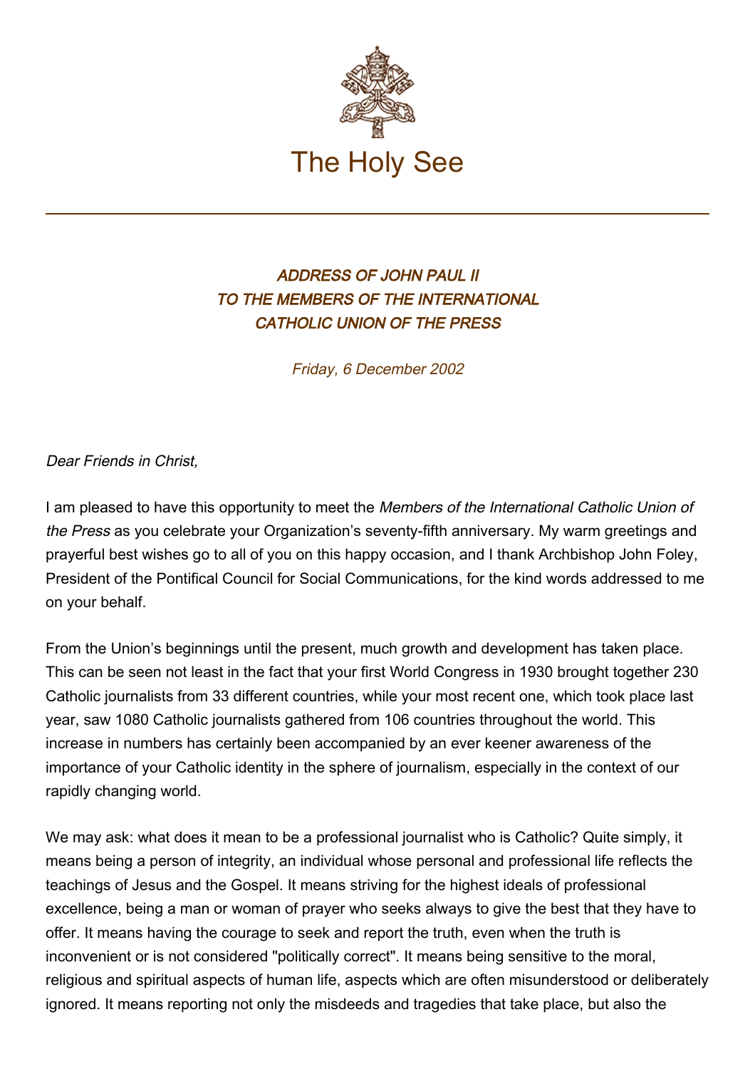The Holy See

---

### *ADDRESS OF JOHN PAUL II TO THE MEMBERS OF THE INTERNATIONAL CATHOLIC UNION OF THE PRESS*

*Friday, 6 December 2002*

*Dear Friends in Christ,*

I am pleased to have this opportunity to meet the *Members of the International Catholic Union of the Press* as you celebrate your Organization's seventy-fifth anniversary. My warm greetings and prayerful best wishes go to all of you on this happy occasion, and I thank Archbishop John Foley, President of the Pontifical Council for Social Communications, for the kind words addressed to me on your behalf.

From the Union's beginnings until the present, much growth and development has taken place. This can be seen not least in the fact that your first World Congress in 1930 brought together 230 Catholic journalists from 33 different countries, while your most recent one, which took place last year, saw 1080 Catholic journalists gathered from 106 countries throughout the world. This increase in numbers has certainly been accompanied by an ever keener awareness of the importance of your Catholic identity in the sphere of journalism, especially in the context of our rapidly changing world.

We may ask: what does it mean to be a professional journalist who is Catholic? Quite simply, it means being a person of integrity, an individual whose personal and professional life reflects the teachings of Jesus and the Gospel. It means striving for the highest ideals of professional excellence, being a man or woman of prayer who seeks always to give the best that they have to offer. It means having the courage to seek and report the truth, even when the truth is inconvenient or is not considered "politically correct". It means being sensitive to the moral, religious and spiritual aspects of human life, aspects which are often misunderstood or deliberately ignored. It means reporting not only the misdeeds and tragedies that take place, but also the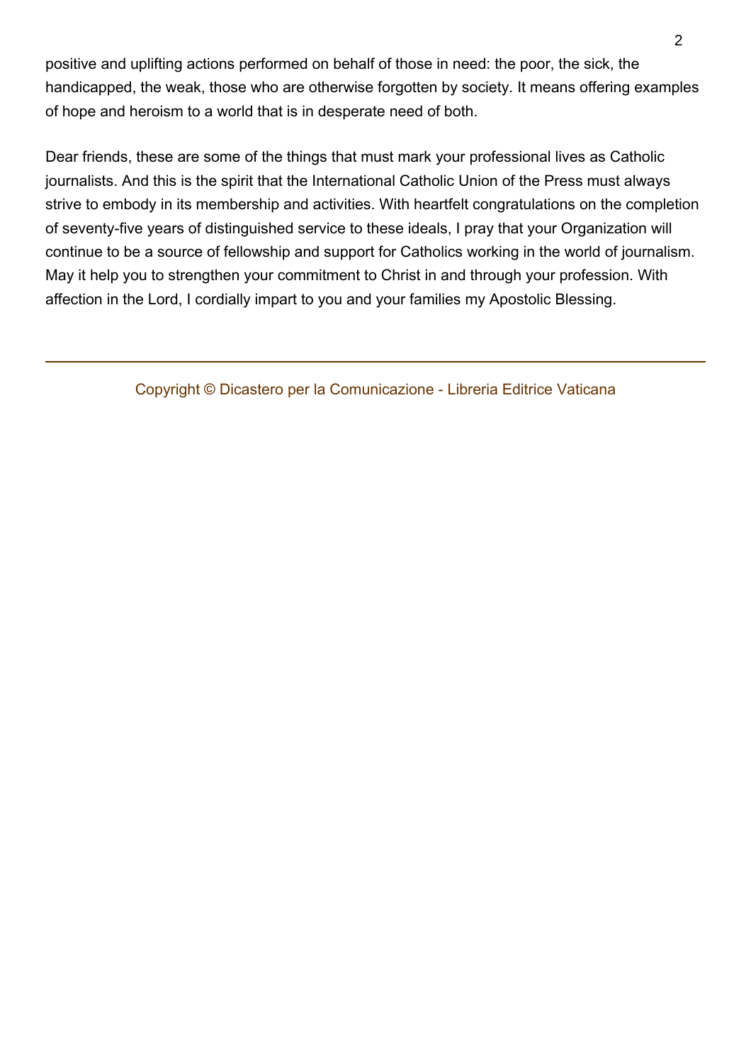positive and uplifting actions performed on behalf of those in need: the poor, the sick, the handicapped, the weak, those who are otherwise forgotten by society. It means offering examples of hope and heroism to a world that is in desperate need of both.

Dear friends, these are some of the things that must mark your professional lives as Catholic journalists. And this is the spirit that the International Catholic Union of the Press must always strive to embody in its membership and activities. With heartfelt congratulations on the completion of seventy-five years of distinguished service to these ideals, I pray that your Organization will continue to be a source of fellowship and support for Catholics working in the world of journalism. May it help you to strengthen your commitment to Christ in and through your profession. With affection in the Lord, I cordially impart to you and your families my Apostolic Blessing.

---

Copyright © Dicastero per la Comunicazione - Libreria Editrice Vaticana